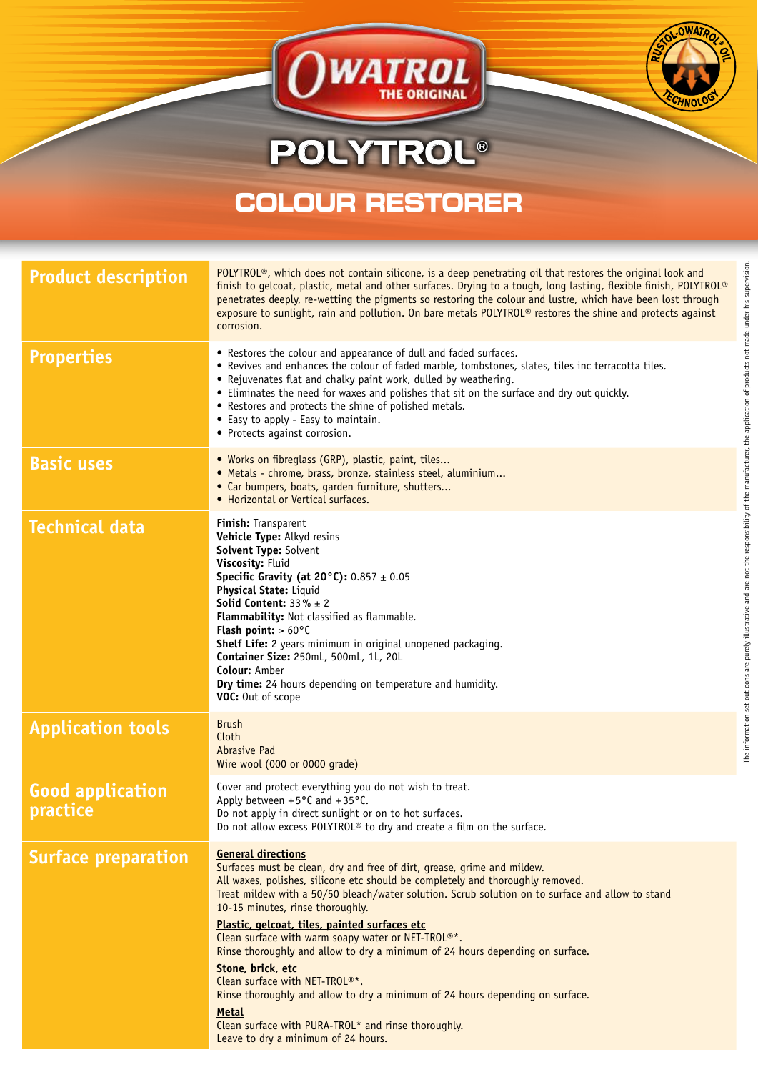# OWATROL THE ORIGINAL

RUSTOL-OWATROL® OIL TECHNOLOGY

# POLYTROL®

## COLOUR RESTORER

## Product description

POLYTROL®, which does not contain silicone, is a deep penetrating oil that restores the original look and finish to gelcoat, plastic, metal and other surfaces. Drying to a tough, long lasting, flexible finish, POLYTROL® penetrates deeply, re-wetting the pigments so restoring the colour and lustre, which have been lost through exposure to sunlight, rain and pollution. On bare metals POLYTROL® restores the shine and protects against corrosion.

## Properties

- Restores the colour and appearance of dull and faded surfaces.
- Revives and enhances the colour of faded marble, tombstones, slates, tiles inc terracotta tiles.
- Rejuvenates flat and chalky paint work, dulled by weathering.
- Eliminates the need for waxes and polishes that sit on the surface and dry out quickly.
- Restores and protects the shine of polished metals.
- Easy to apply - Easy to maintain.
- Protects against corrosion.

## Basic uses

- Works on fibreglass (GRP), plastic, paint, tiles...
- Metals - chrome, brass, bronze, stainless steel, aluminium...
- Car bumpers, boats, garden furniture, shutters...
- Horizontal or Vertical surfaces.

## Technical data

**Finish:** Transparent
**Vehicle Type:** Alkyd resins
**Solvent Type:** Solvent
**Viscosity:** Fluid
**Specific Gravity (at 20°C):** 0.857 ± 0.05
**Physical State:** Liquid
**Solid Content:** 33% ± 2
**Flammability:** Not classified as flammable.
**Flash point:** > 60°C
**Shelf Life:** 2 years minimum in original unopened packaging.
**Container Size:** 250mL, 500mL, 1L, 20L
**Colour:** Amber
**Dry time:** 24 hours depending on temperature and humidity.
**VOC:** Out of scope

## Application tools

Brush
Cloth
Abrasive Pad
Wire wool (000 or 0000 grade)

## Good application practice

Cover and protect everything you do not wish to treat.
Apply between +5°C and +35°C.
Do not apply in direct sunlight or on to hot surfaces.
Do not allow excess POLYTROL® to dry and create a film on the surface.

## Surface preparation

**General directions**

Surfaces must be clean, dry and free of dirt, grease, grime and mildew.
All waxes, polishes, silicone etc should be completely and thoroughly removed.
Treat mildew with a 50/50 bleach/water solution. Scrub solution on to surface and allow to stand 10-15 minutes, rinse thoroughly.

**Plastic, gelcoat, tiles, painted surfaces etc**

Clean surface with warm soapy water or NET-TROL®*.
Rinse thoroughly and allow to dry a minimum of 24 hours depending on surface.

**Stone, brick, etc**

Clean surface with NET-TROL®*.
Rinse thoroughly and allow to dry a minimum of 24 hours depending on surface.

**Metal**

Clean surface with PURA-TROL* and rinse thoroughly.
Leave to dry a minimum of 24 hours.

The information set out cons are purely illustrative and are not the responsibility of the manufacturer, the application of products not made under his supervision.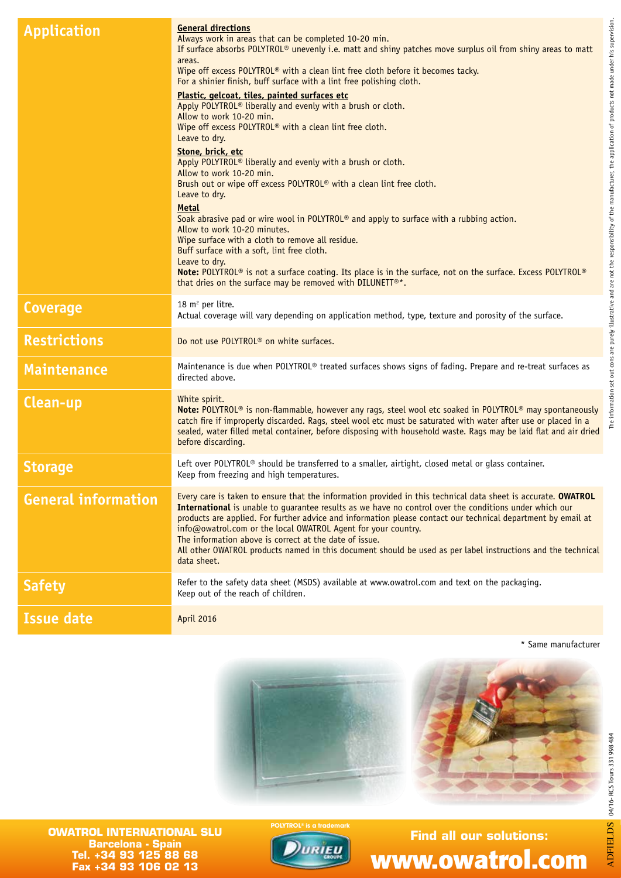## Application

**General directions**

Always work in areas that can be completed 10-20 min.
If surface absorbs POLYTROL® unevenly i.e. matt and shiny patches move surplus oil from shiny areas to matt areas.
Wipe off excess POLYTROL® with a clean lint free cloth before it becomes tacky.
For a shinier finish, buff surface with a lint free polishing cloth.

**Plastic, gelcoat, tiles, painted surfaces etc**

Apply POLYTROL® liberally and evenly with a brush or cloth.
Allow to work 10-20 min.
Wipe off excess POLYTROL® with a clean lint free cloth.
Leave to dry.

**Stone, brick, etc**

Apply POLYTROL® liberally and evenly with a brush or cloth.
Allow to work 10-20 min.
Brush out or wipe off excess POLYTROL® with a clean lint free cloth.
Leave to dry.

**Metal**

Soak abrasive pad or wire wool in POLYTROL® and apply to surface with a rubbing action.
Allow to work 10-20 minutes.
Wipe surface with a cloth to remove all residue.
Buff surface with a soft, lint free cloth.
Leave to dry.

**Note:** POLYTROL® is not a surface coating. Its place is in the surface, not on the surface. Excess POLYTROL® that dries on the surface may be removed with DILUNETT®*.

## Coverage

18 m² per litre.
Actual coverage will vary depending on application method, type, texture and porosity of the surface.

## Restrictions

Do not use POLYTROL® on white surfaces.

## Maintenance

Maintenance is due when POLYTROL® treated surfaces shows signs of fading. Prepare and re-treat surfaces as directed above.

## Clean-up

White spirit.
**Note:** POLYTROL® is non-flammable, however any rags, steel wool etc soaked in POLYTROL® may spontaneously catch fire if improperly discarded. Rags, steel wool etc must be saturated with water after use or placed in a sealed, water filled metal container, before disposing with household waste. Rags may be laid flat and air dried before discarding.

## Storage

Left over POLYTROL® should be transferred to a smaller, airtight, closed metal or glass container.
Keep from freezing and high temperatures.

## General information

Every care is taken to ensure that the information provided in this technical data sheet is accurate. **OWATROL International** is unable to guarantee results as we have no control over the conditions under which our products are applied. For further advice and information please contact our technical department by email at info@owatrol.com or the local OWATROL Agent for your country.
The information above is correct at the date of issue.
All other OWATROL products named in this document should be used as per label instructions and the technical data sheet.

## Safety

Refer to the safety data sheet (MSDS) available at www.owatrol.com and text on the packaging.
Keep out of the reach of children.

## Issue date

April 2016

\* Same manufacturer

The information set out cons are purely illustrative and are not the responsibility of the manufacturer, the application of products not made under his supervision.

**OWATROL INTERNATIONAL SLU**
Barcelona - Spain
Tel. +34 93 125 88 68
Fax +34 93 106 02 13

POLYTROL® is a trademark

**Find all our solutions:**
**www.owatrol.com**

ADFIELDS 04/16- RCS Tours 331 998 484